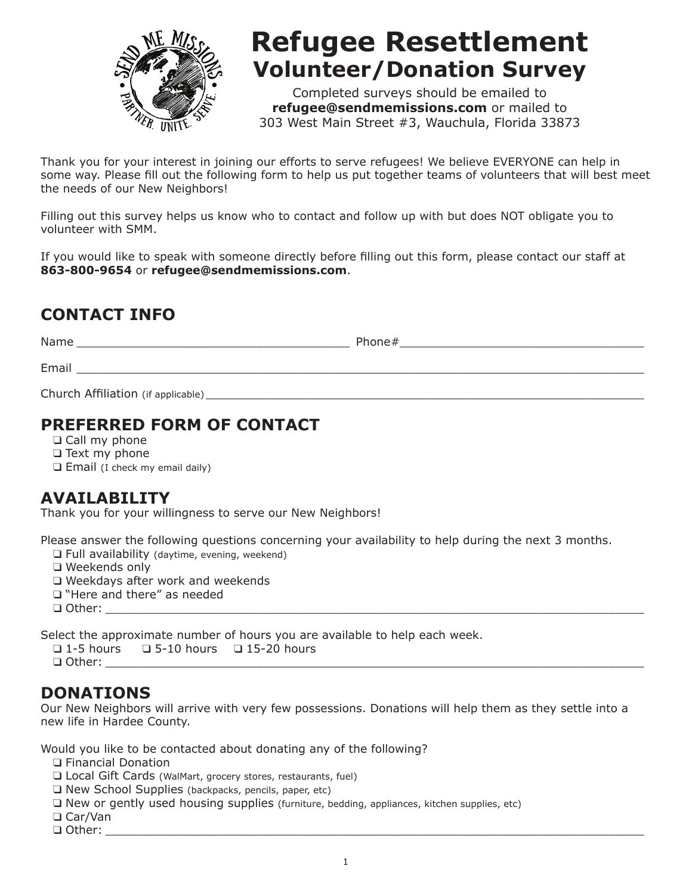# Refugee Resettlement

## Volunteer/Donation Survey

Completed surveys should be emailed to **refugee@sendmemissions.com** or mailed to 303 West Main Street #3, Wauchula, Florida 33873

Thank you for your interest in joining our efforts to serve refugees! We believe EVERYONE can help in some way. Please fill out the following form to help us put together teams of volunteers that will best meet the needs of our New Neighbors!

Filling out this survey helps us know who to contact and follow up with but does NOT obligate you to volunteer with SMM.

If you would like to speak with someone directly before filling out this form, please contact our staff at **863-800-9654** or **refugee@sendmemissions.com**.

## CONTACT INFO

Name ______________________________________ Phone#__________________________________

Email ______________________________________________________________________________

Church Affiliation (if applicable) ____________________________________________________

## PREFERRED FORM OF CONTACT

- ❑ Call my phone
- ❑ Text my phone
- ❑ Email (I check my email daily)

## AVAILABILITY

Thank you for your willingness to serve our New Neighbors!

Please answer the following questions concerning your availability to help during the next 3 months.

- ❑ Full availability (daytime, evening, weekend)
- ❑ Weekends only
- ❑ Weekdays after work and weekends
- ❑ "Here and there" as needed
- ❑ Other: ______________________________________________________________________

Select the approximate number of hours you are available to help each week.

- ❑ 1-5 hours ❑ 5-10 hours ❑ 15-20 hours
- ❑ Other: ______________________________________________________________________

## DONATIONS

Our New Neighbors will arrive with very few possessions. Donations will help them as they settle into a new life in Hardee County.

Would you like to be contacted about donating any of the following?

- ❑ Financial Donation
- ❑ Local Gift Cards (WalMart, grocery stores, restaurants, fuel)
- ❑ New School Supplies (backpacks, pencils, paper, etc)
- ❑ New or gently used housing supplies (furniture, bedding, appliances, kitchen supplies, etc)
- ❑ Car/Van
- ❑ Other: ______________________________________________________________________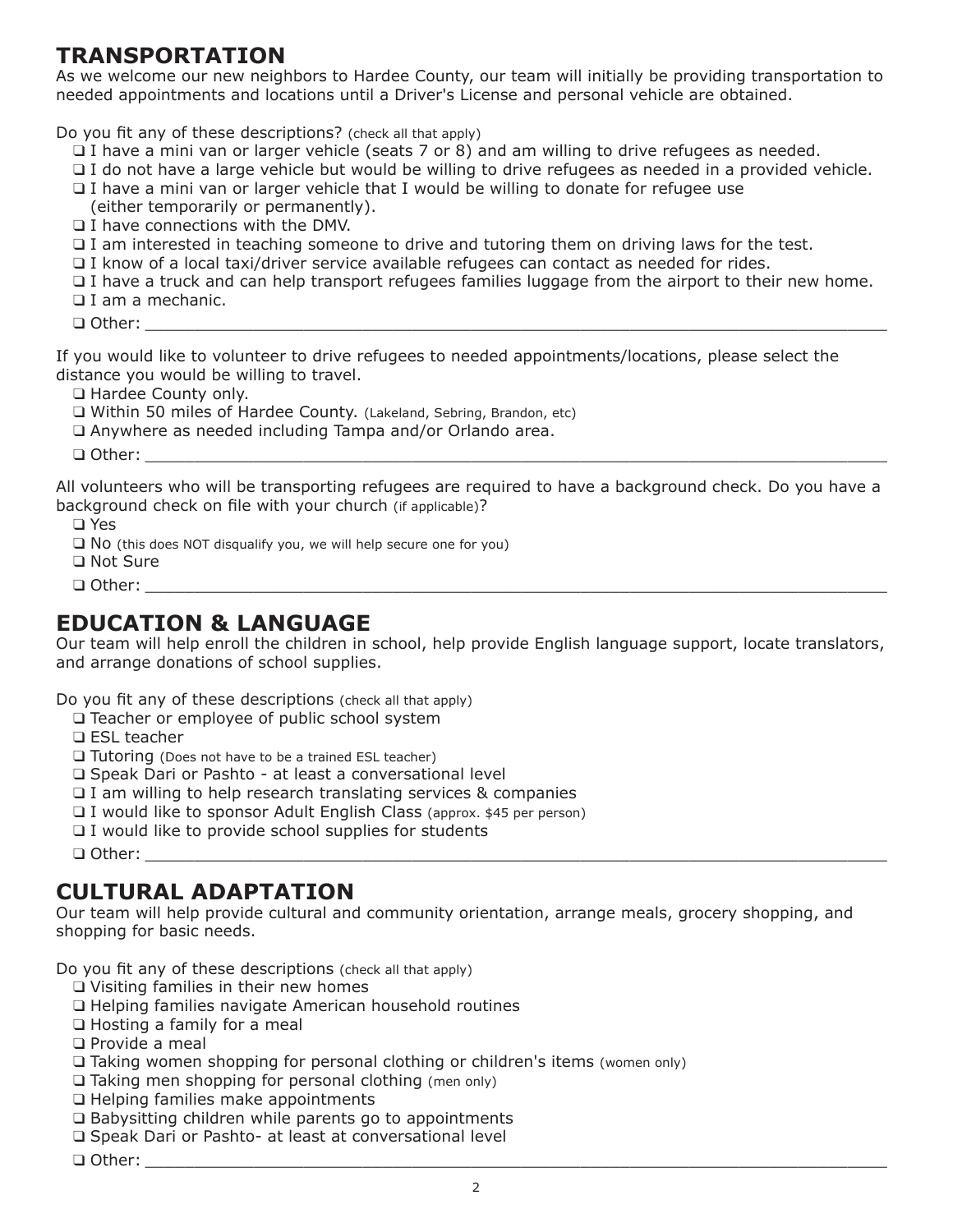## TRANSPORTATION

As we welcome our new neighbors to Hardee County, our team will initially be providing transportation to needed appointments and locations until a Driver's License and personal vehicle are obtained.

Do you fit any of these descriptions? (check all that apply)

- ❑ I have a mini van or larger vehicle (seats 7 or 8) and am willing to drive refugees as needed.
- ❑ I do not have a large vehicle but would be willing to drive refugees as needed in a provided vehicle.
- ❑ I have a mini van or larger vehicle that I would be willing to donate for refugee use (either temporarily or permanently).
- ❑ I have connections with the DMV.
- ❑ I am interested in teaching someone to drive and tutoring them on driving laws for the test.
- ❑ I know of a local taxi/driver service available refugees can contact as needed for rides.
- ❑ I have a truck and can help transport refugees families luggage from the airport to their new home.
- ❑ I am a mechanic.
- ❑ Other: ______________________________________________

If you would like to volunteer to drive refugees to needed appointments/locations, please select the distance you would be willing to travel.

- ❑ Hardee County only.
- ❑ Within 50 miles of Hardee County. (Lakeland, Sebring, Brandon, etc)
- ❑ Anywhere as needed including Tampa and/or Orlando area.
- ❑ Other: ______________________________________________

All volunteers who will be transporting refugees are required to have a background check. Do you have a background check on file with your church (if applicable)?

- ❑ Yes
- ❑ No (this does NOT disqualify you, we will help secure one for you)
- ❑ Not Sure
- ❑ Other: ______________________________________________

## EDUCATION & LANGUAGE

Our team will help enroll the children in school, help provide English language support, locate translators, and arrange donations of school supplies.

Do you fit any of these descriptions (check all that apply)

- ❑ Teacher or employee of public school system
- ❑ ESL teacher
- ❑ Tutoring (Does not have to be a trained ESL teacher)
- ❑ Speak Dari or Pashto - at least a conversational level
- ❑ I am willing to help research translating services & companies
- ❑ I would like to sponsor Adult English Class (approx. $45 per person)
- ❑ I would like to provide school supplies for students
- ❑ Other: ______________________________________________

## CULTURAL ADAPTATION

Our team will help provide cultural and community orientation, arrange meals, grocery shopping, and shopping for basic needs.

Do you fit any of these descriptions (check all that apply)

- ❑ Visiting families in their new homes
- ❑ Helping families navigate American household routines
- ❑ Hosting a family for a meal
- ❑ Provide a meal
- ❑ Taking women shopping for personal clothing or children's items (women only)
- ❑ Taking men shopping for personal clothing (men only)
- ❑ Helping families make appointments
- ❑ Babysitting children while parents go to appointments
- ❑ Speak Dari or Pashto- at least at conversational level
- ❑ Other: ______________________________________________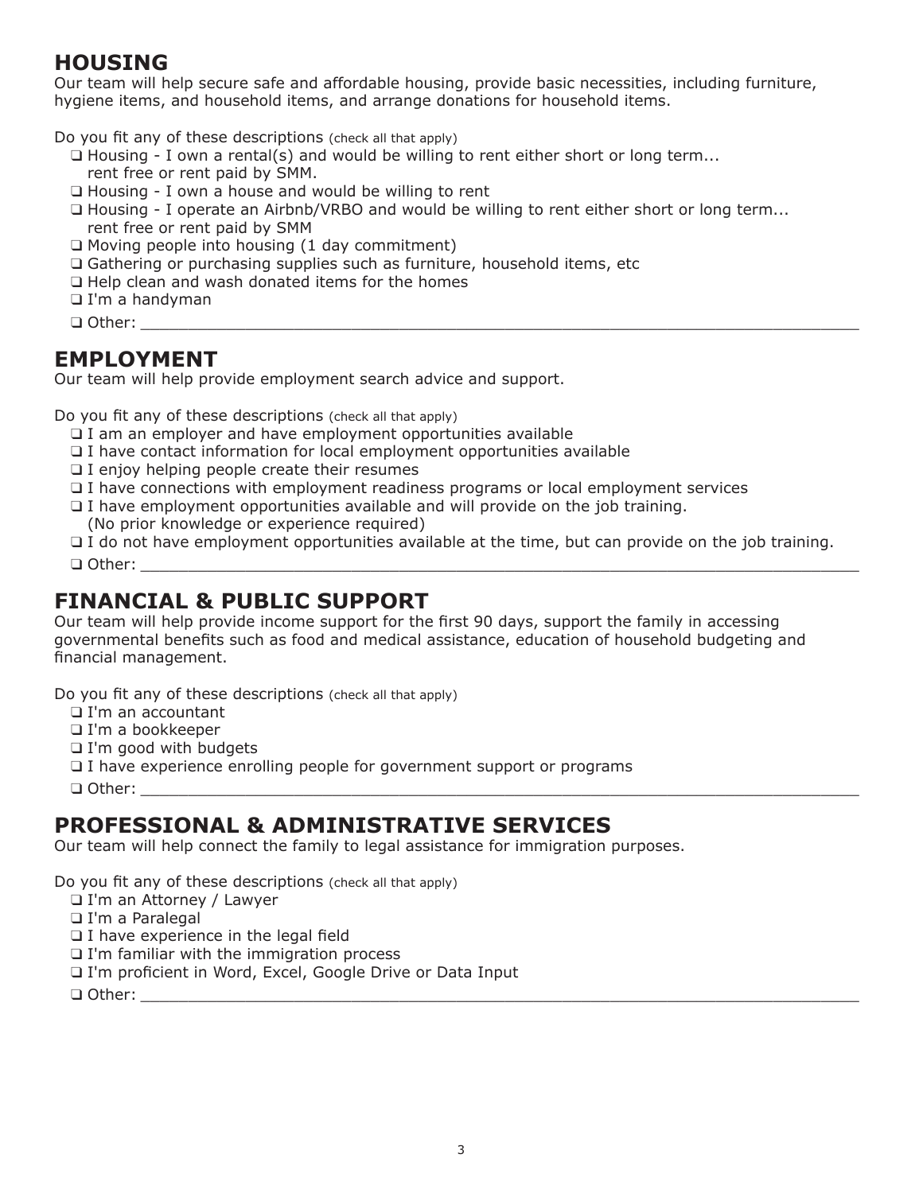## HOUSING

Our team will help secure safe and affordable housing, provide basic necessities, including furniture, hygiene items, and household items, and arrange donations for household items.

Do you fit any of these descriptions (check all that apply)

- ❑ Housing - I own a rental(s) and would be willing to rent either short or long term... rent free or rent paid by SMM.
- ❑ Housing - I own a house and would be willing to rent
- ❑ Housing - I operate an Airbnb/VRBO and would be willing to rent either short or long term... rent free or rent paid by SMM
- ❑ Moving people into housing (1 day commitment)
- ❑ Gathering or purchasing supplies such as furniture, household items, etc
- ❑ Help clean and wash donated items for the homes
- ❑ I'm a handyman
- ❑ Other: ______________________________________________

## EMPLOYMENT

Our team will help provide employment search advice and support.

Do you fit any of these descriptions (check all that apply)

- ❑ I am an employer and have employment opportunities available
- ❑ I have contact information for local employment opportunities available
- ❑ I enjoy helping people create their resumes
- ❑ I have connections with employment readiness programs or local employment services
- ❑ I have employment opportunities available and will provide on the job training. (No prior knowledge or experience required)
- ❑ I do not have employment opportunities available at the time, but can provide on the job training.
- ❑ Other: ______________________________________________

## FINANCIAL & PUBLIC SUPPORT

Our team will help provide income support for the first 90 days, support the family in accessing governmental benefits such as food and medical assistance, education of household budgeting and financial management.

Do you fit any of these descriptions (check all that apply)

- ❑ I'm an accountant
- ❑ I'm a bookkeeper
- ❑ I'm good with budgets
- ❑ I have experience enrolling people for government support or programs
- ❑ Other: ______________________________________________

## PROFESSIONAL & ADMINISTRATIVE SERVICES

Our team will help connect the family to legal assistance for immigration purposes.

Do you fit any of these descriptions (check all that apply)

- ❑ I'm an Attorney / Lawyer
- ❑ I'm a Paralegal
- ❑ I have experience in the legal field
- ❑ I'm familiar with the immigration process
- ❑ I'm proficient in Word, Excel, Google Drive or Data Input
- ❑ Other: ______________________________________________